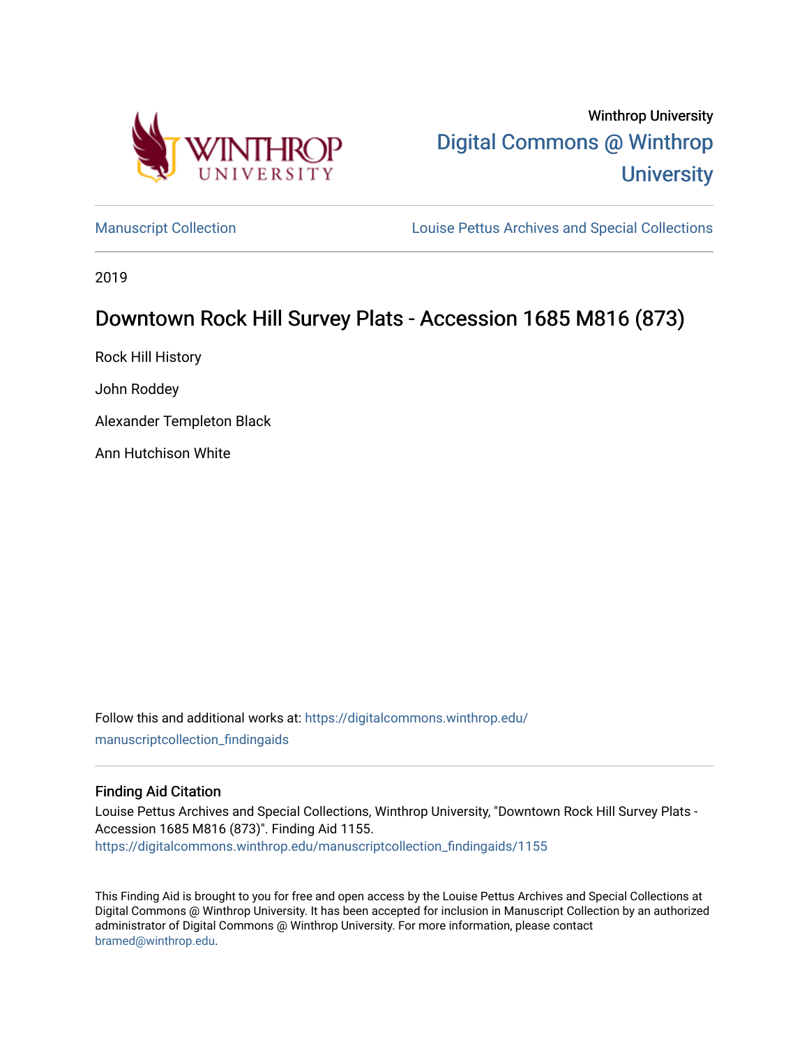Winthrop University

Digital Commons @ Winthrop University

Manuscript Collection

Louise Pettus Archives and Special Collections

2019

# Downtown Rock Hill Survey Plats - Accession 1685 M816 (873)

Rock Hill History

John Roddey

Alexander Templeton Black

Ann Hutchison White

Follow this and additional works at: https://digitalcommons.winthrop.edu/manuscriptcollection_findingaids

## Finding Aid Citation

Louise Pettus Archives and Special Collections, Winthrop University, "Downtown Rock Hill Survey Plats - Accession 1685 M816 (873)". Finding Aid 1155.
https://digitalcommons.winthrop.edu/manuscriptcollection_findingaids/1155

This Finding Aid is brought to you for free and open access by the Louise Pettus Archives and Special Collections at Digital Commons @ Winthrop University. It has been accepted for inclusion in Manuscript Collection by an authorized administrator of Digital Commons @ Winthrop University. For more information, please contact bramed@winthrop.edu.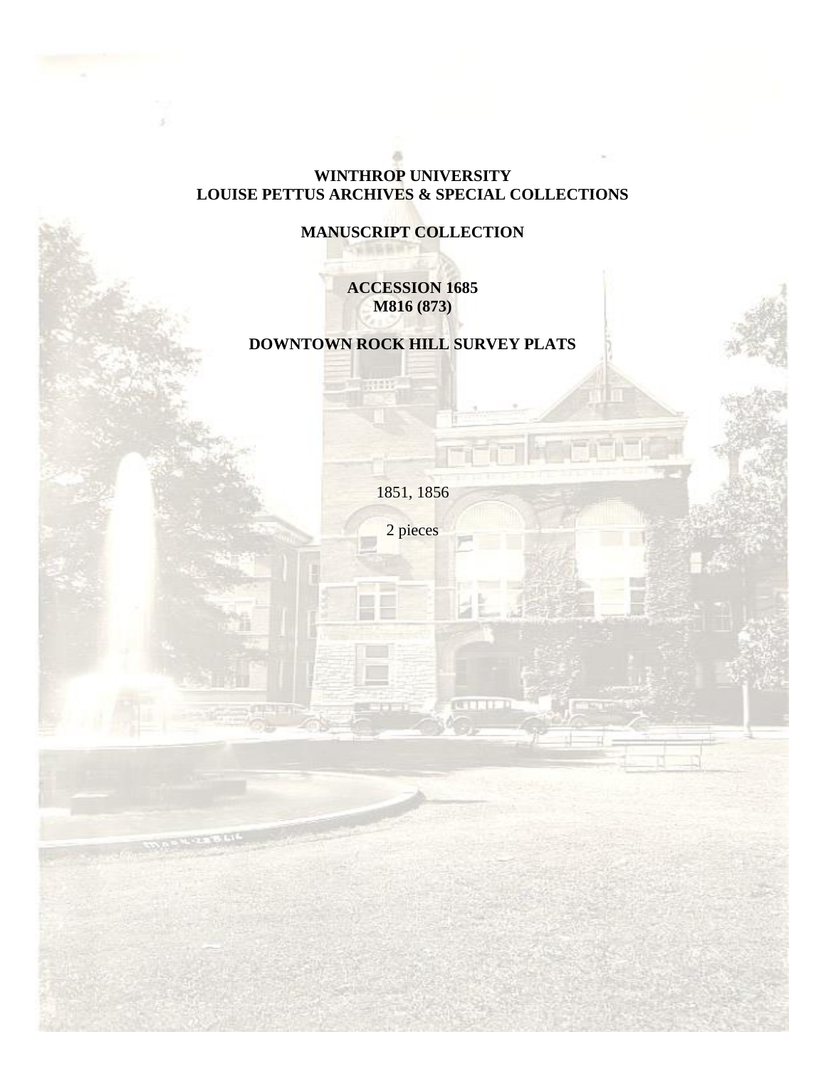**WINTHROP UNIVERSITY**
**LOUISE PETTUS ARCHIVES & SPECIAL COLLECTIONS**

**MANUSCRIPT COLLECTION**

**ACCESSION 1685**
**M816 (873)**

**DOWNTOWN ROCK HILL SURVEY PLATS**

1851, 1856

2 pieces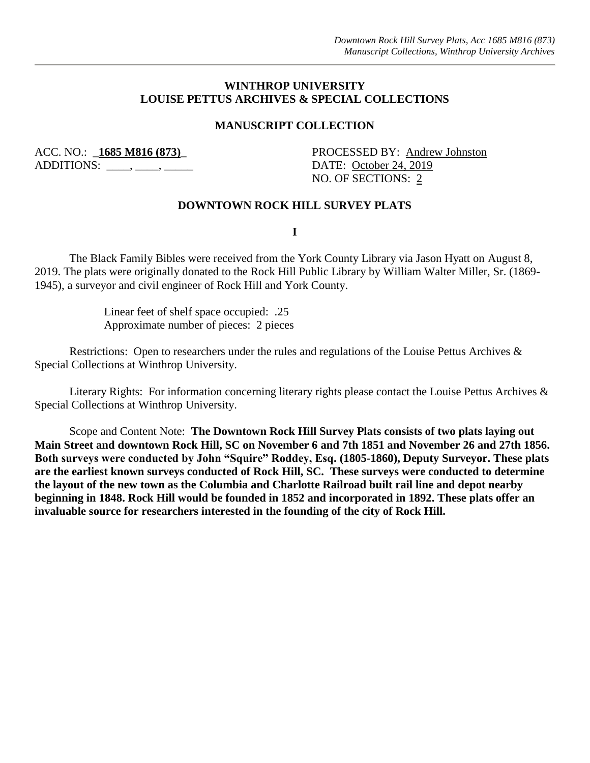**WINTHROP UNIVERSITY**
**LOUISE PETTUS ARCHIVES & SPECIAL COLLECTIONS**

**MANUSCRIPT COLLECTION**

ACC. NO.: **_1685 M816 (873)_**
ADDITIONS: ____, ____, _____

PROCESSED BY: Andrew Johnston
DATE: October 24, 2019
NO. OF SECTIONS: 2

**DOWNTOWN ROCK HILL SURVEY PLATS**

**I**

The Black Family Bibles were received from the York County Library via Jason Hyatt on August 8, 2019. The plats were originally donated to the Rock Hill Public Library by William Walter Miller, Sr. (1869-1945), a surveyor and civil engineer of Rock Hill and York County.

Linear feet of shelf space occupied: .25
Approximate number of pieces: 2 pieces

Restrictions: Open to researchers under the rules and regulations of the Louise Pettus Archives & Special Collections at Winthrop University.

Literary Rights: For information concerning literary rights please contact the Louise Pettus Archives & Special Collections at Winthrop University.

Scope and Content Note: **The Downtown Rock Hill Survey Plats consists of two plats laying out Main Street and downtown Rock Hill, SC on November 6 and 7th 1851 and November 26 and 27th 1856. Both surveys were conducted by John "Squire" Roddey, Esq. (1805-1860), Deputy Surveyor. These plats are the earliest known surveys conducted of Rock Hill, SC. These surveys were conducted to determine the layout of the new town as the Columbia and Charlotte Railroad built rail line and depot nearby beginning in 1848. Rock Hill would be founded in 1852 and incorporated in 1892. These plats offer an invaluable source for researchers interested in the founding of the city of Rock Hill.**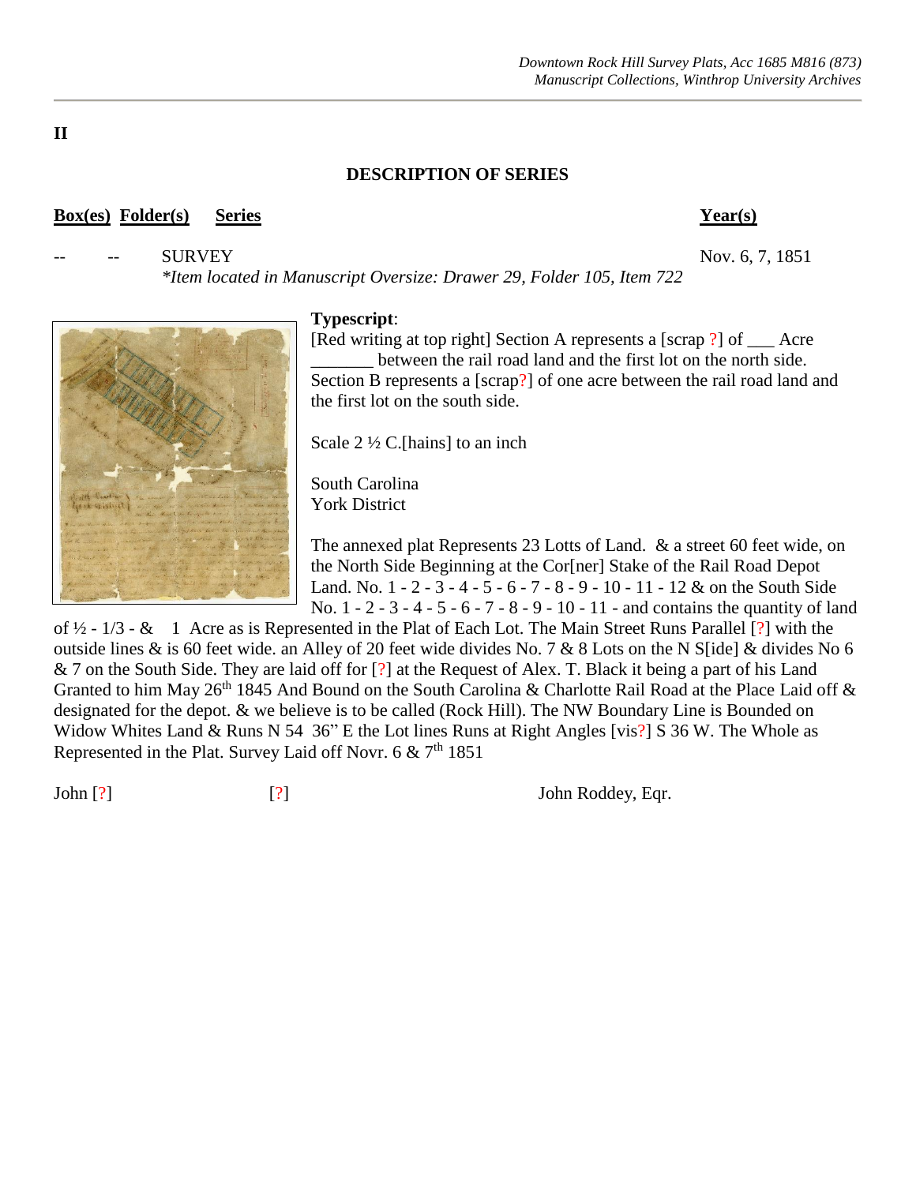**II**

**DESCRIPTION OF SERIES**

| Box(es) | Folder(s) | Series | Year(s) |
|---|---|---|---|
| -- | -- | SURVEY<br>*\*Item located in Manuscript Oversize: Drawer 29, Folder 105, Item 722* | Nov. 6, 7, 1851 |

**Typescript**:

[Red writing at top right] Section A represents a [scrap ?] of ___ Acre _______ between the rail road land and the first lot on the north side. Section B represents a [scrap?] of one acre between the rail road land and the first lot on the south side.

Scale 2 ½ C.[hains] to an inch

South Carolina
York District

The annexed plat Represents 23 Lotts of Land. & a street 60 feet wide, on the North Side Beginning at the Cor[ner] Stake of the Rail Road Depot Land. No. 1 - 2 - 3 - 4 - 5 - 6 - 7 - 8 - 9 - 10 - 11 - 12 & on the South Side No. 1 - 2 - 3 - 4 - 5 - 6 - 7 - 8 - 9 - 10 - 11 - and contains the quantity of land of ½ - 1/3 - & 1 Acre as is Represented in the Plat of Each Lot. The Main Street Runs Parallel [?] with the outside lines & is 60 feet wide. an Alley of 20 feet wide divides No. 7 & 8 Lots on the N S[ide] & divides No 6 & 7 on the South Side. They are laid off for [?] at the Request of Alex. T. Black it being a part of his Land Granted to him May 26th 1845 And Bound on the South Carolina & Charlotte Rail Road at the Place Laid off & designated for the depot. & we believe is to be called (Rock Hill). The NW Boundary Line is Bounded on Widow Whites Land & Runs N 54 36" E the Lot lines Runs at Right Angles [vis?] S 36 W. The Whole as Represented in the Plat. Survey Laid off Novr. 6 & 7th 1851

John [?] [?] John Roddey, Eqr.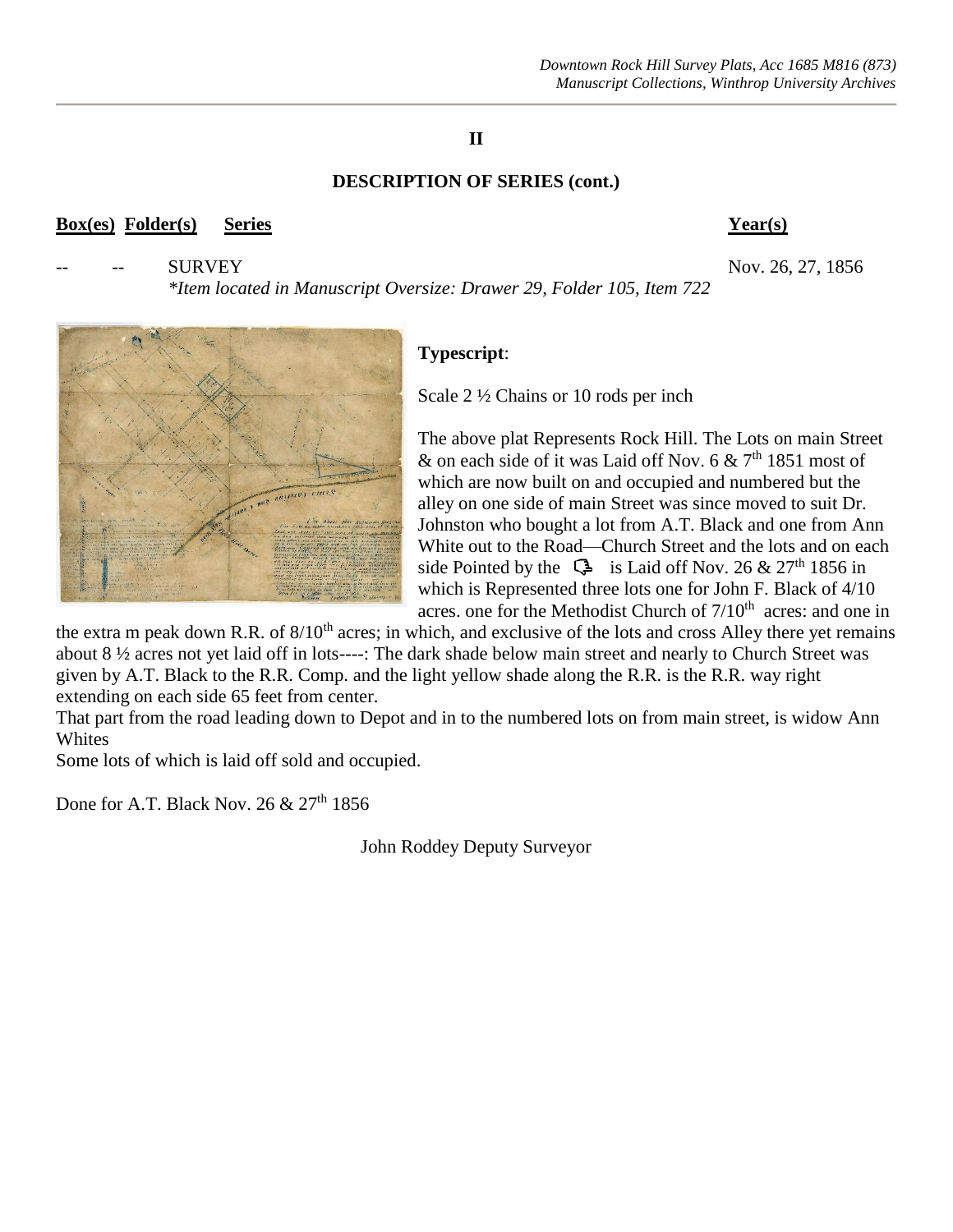## II

### DESCRIPTION OF SERIES (cont.)

| Box(es) | Folder(s) | Series | Year(s) |
|---|---|---|---|
| -- | -- | SURVEY *\*Item located in Manuscript Oversize: Drawer 29, Folder 105, Item 722* | Nov. 26, 27, 1856 |

**Typescript**:

Scale 2 ½ Chains or 10 rods per inch

The above plat Represents Rock Hill. The Lots on main Street & on each side of it was Laid off Nov. 6 & 7th 1851 most of which are now built on and occupied and numbered but the alley on one side of main Street was since moved to suit Dr. Johnston who bought a lot from A.T. Black and one from Ann White out to the Road—Church Street and the lots and on each side Pointed by the ☞ is Laid off Nov. 26 & 27th 1856 in which is Represented three lots one for John F. Black of 4/10 acres. one for the Methodist Church of 7/10th acres: and one in the extra m peak down R.R. of 8/10th acres; in which, and exclusive of the lots and cross Alley there yet remains about 8 ½ acres not yet laid off in lots----: The dark shade below main street and nearly to Church Street was given by A.T. Black to the R.R. Comp. and the light yellow shade along the R.R. is the R.R. way right extending on each side 65 feet from center.

That part from the road leading down to Depot and in to the numbered lots on from main street, is widow Ann Whites

Some lots of which is laid off sold and occupied.

Done for A.T. Black Nov. 26 & 27th 1856

John Roddey Deputy Surveyor